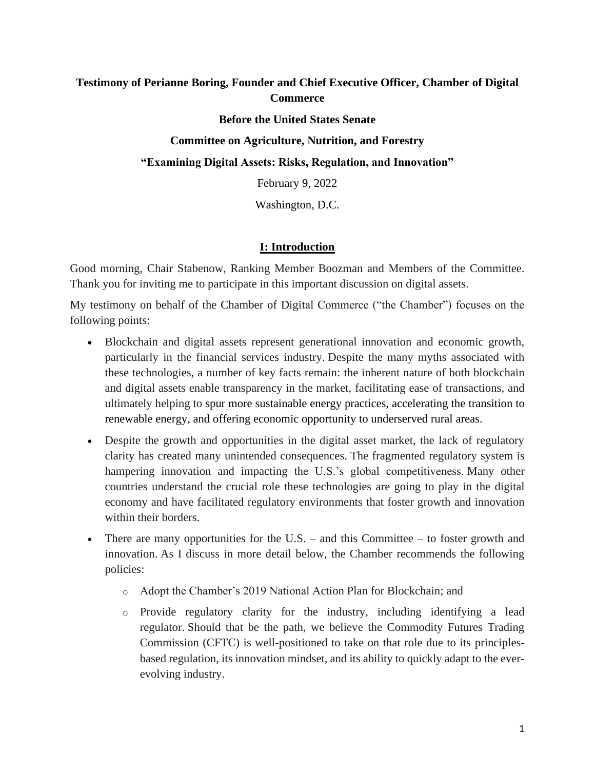**Testimony of Perianne Boring, Founder and Chief Executive Officer, Chamber of Digital Commerce**

**Before the United States Senate**

**Committee on Agriculture, Nutrition, and Forestry**

**"Examining Digital Assets: Risks, Regulation, and Innovation"**

February 9, 2022

Washington, D.C.

## I: Introduction

Good morning, Chair Stabenow, Ranking Member Boozman and Members of the Committee. Thank you for inviting me to participate in this important discussion on digital assets.

My testimony on behalf of the Chamber of Digital Commerce ("the Chamber") focuses on the following points:

- Blockchain and digital assets represent generational innovation and economic growth, particularly in the financial services industry. Despite the many myths associated with these technologies, a number of key facts remain: the inherent nature of both blockchain and digital assets enable transparency in the market, facilitating ease of transactions, and ultimately helping to spur more sustainable energy practices, accelerating the transition to renewable energy, and offering economic opportunity to underserved rural areas.
- Despite the growth and opportunities in the digital asset market, the lack of regulatory clarity has created many unintended consequences. The fragmented regulatory system is hampering innovation and impacting the U.S.'s global competitiveness. Many other countries understand the crucial role these technologies are going to play in the digital economy and have facilitated regulatory environments that foster growth and innovation within their borders.
- There are many opportunities for the U.S. – and this Committee – to foster growth and innovation. As I discuss in more detail below, the Chamber recommends the following policies:
  - Adopt the Chamber's 2019 National Action Plan for Blockchain; and
  - Provide regulatory clarity for the industry, including identifying a lead regulator. Should that be the path, we believe the Commodity Futures Trading Commission (CFTC) is well-positioned to take on that role due to its principles-based regulation, its innovation mindset, and its ability to quickly adapt to the ever-evolving industry.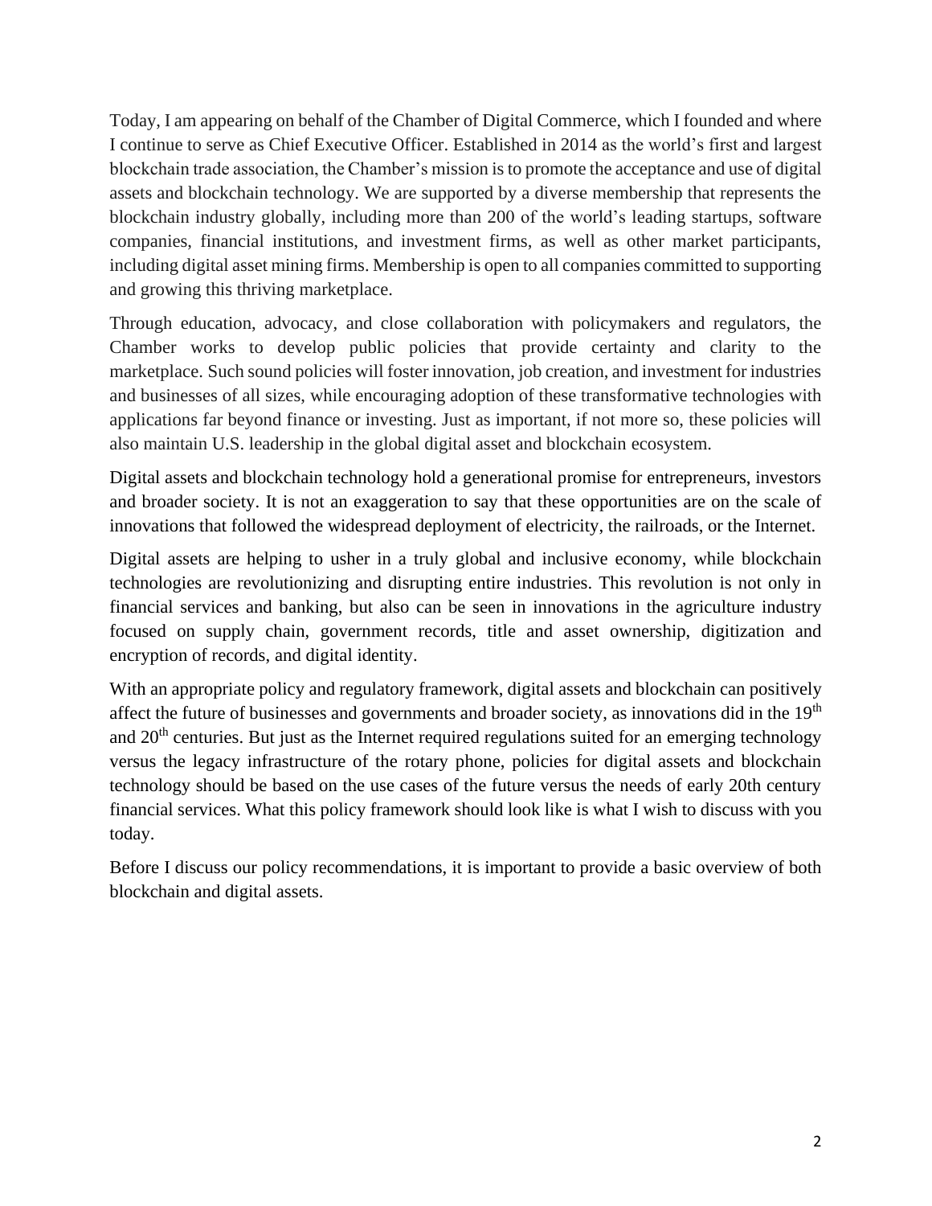Today, I am appearing on behalf of the Chamber of Digital Commerce, which I founded and where I continue to serve as Chief Executive Officer. Established in 2014 as the world's first and largest blockchain trade association, the Chamber's mission is to promote the acceptance and use of digital assets and blockchain technology. We are supported by a diverse membership that represents the blockchain industry globally, including more than 200 of the world's leading startups, software companies, financial institutions, and investment firms, as well as other market participants, including digital asset mining firms. Membership is open to all companies committed to supporting and growing this thriving marketplace.

Through education, advocacy, and close collaboration with policymakers and regulators, the Chamber works to develop public policies that provide certainty and clarity to the marketplace. Such sound policies will foster innovation, job creation, and investment for industries and businesses of all sizes, while encouraging adoption of these transformative technologies with applications far beyond finance or investing. Just as important, if not more so, these policies will also maintain U.S. leadership in the global digital asset and blockchain ecosystem.

Digital assets and blockchain technology hold a generational promise for entrepreneurs, investors and broader society. It is not an exaggeration to say that these opportunities are on the scale of innovations that followed the widespread deployment of electricity, the railroads, or the Internet.

Digital assets are helping to usher in a truly global and inclusive economy, while blockchain technologies are revolutionizing and disrupting entire industries. This revolution is not only in financial services and banking, but also can be seen in innovations in the agriculture industry focused on supply chain, government records, title and asset ownership, digitization and encryption of records, and digital identity.

With an appropriate policy and regulatory framework, digital assets and blockchain can positively affect the future of businesses and governments and broader society, as innovations did in the 19th and 20th centuries. But just as the Internet required regulations suited for an emerging technology versus the legacy infrastructure of the rotary phone, policies for digital assets and blockchain technology should be based on the use cases of the future versus the needs of early 20th century financial services. What this policy framework should look like is what I wish to discuss with you today.

Before I discuss our policy recommendations, it is important to provide a basic overview of both blockchain and digital assets.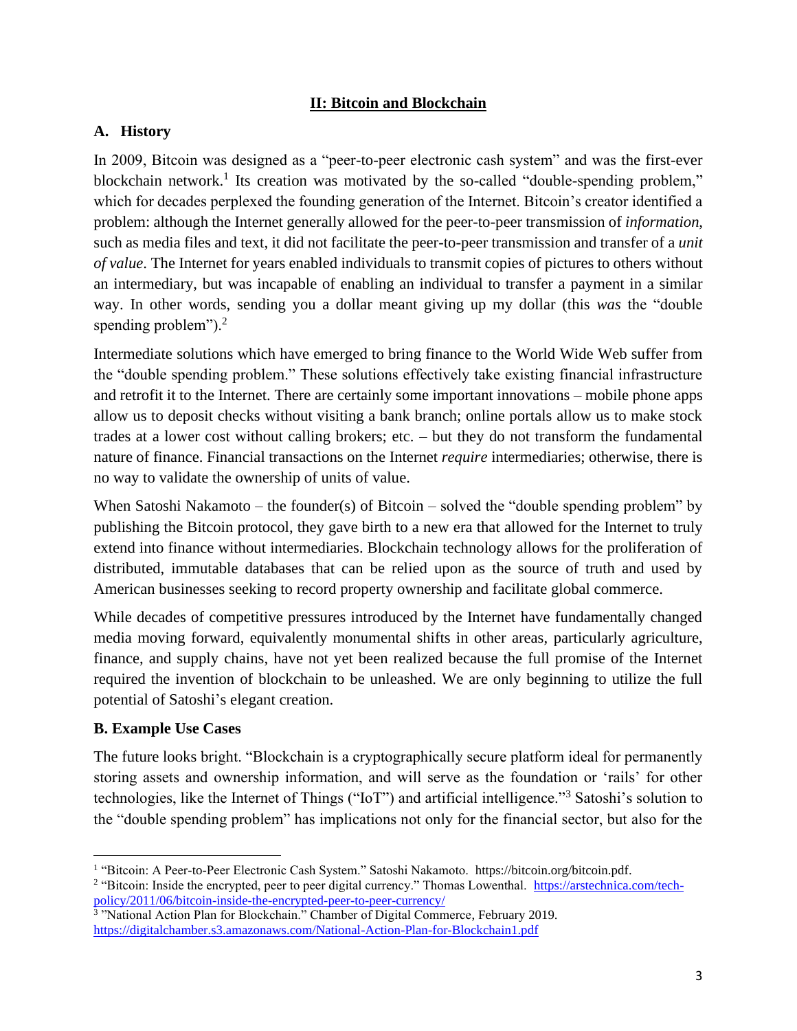## II: Bitcoin and Blockchain

### A. History

In 2009, Bitcoin was designed as a "peer-to-peer electronic cash system" and was the first-ever blockchain network.[1] Its creation was motivated by the so-called "double-spending problem," which for decades perplexed the founding generation of the Internet. Bitcoin's creator identified a problem: although the Internet generally allowed for the peer-to-peer transmission of *information*, such as media files and text, it did not facilitate the peer-to-peer transmission and transfer of a *unit of value*. The Internet for years enabled individuals to transmit copies of pictures to others without an intermediary, but was incapable of enabling an individual to transfer a payment in a similar way. In other words, sending you a dollar meant giving up my dollar (this *was* the "double spending problem").[2]

Intermediate solutions which have emerged to bring finance to the World Wide Web suffer from the "double spending problem." These solutions effectively take existing financial infrastructure and retrofit it to the Internet. There are certainly some important innovations – mobile phone apps allow us to deposit checks without visiting a bank branch; online portals allow us to make stock trades at a lower cost without calling brokers; etc. – but they do not transform the fundamental nature of finance. Financial transactions on the Internet *require* intermediaries; otherwise, there is no way to validate the ownership of units of value.

When Satoshi Nakamoto – the founder(s) of Bitcoin – solved the "double spending problem" by publishing the Bitcoin protocol, they gave birth to a new era that allowed for the Internet to truly extend into finance without intermediaries. Blockchain technology allows for the proliferation of distributed, immutable databases that can be relied upon as the source of truth and used by American businesses seeking to record property ownership and facilitate global commerce.

While decades of competitive pressures introduced by the Internet have fundamentally changed media moving forward, equivalently monumental shifts in other areas, particularly agriculture, finance, and supply chains, have not yet been realized because the full promise of the Internet required the invention of blockchain to be unleashed. We are only beginning to utilize the full potential of Satoshi's elegant creation.

### B. Example Use Cases

The future looks bright. "Blockchain is a cryptographically secure platform ideal for permanently storing assets and ownership information, and will serve as the foundation or 'rails' for other technologies, like the Internet of Things ("IoT") and artificial intelligence."[3] Satoshi's solution to the "double spending problem" has implications not only for the financial sector, but also for the

---

[1] "Bitcoin: A Peer-to-Peer Electronic Cash System." Satoshi Nakamoto. https://bitcoin.org/bitcoin.pdf.

[2] "Bitcoin: Inside the encrypted, peer to peer digital currency." Thomas Lowenthal. https://arstechnica.com/tech-policy/2011/06/bitcoin-inside-the-encrypted-peer-to-peer-currency/

[3] "National Action Plan for Blockchain." Chamber of Digital Commerce, February 2019. https://digitalchamber.s3.amazonaws.com/National-Action-Plan-for-Blockchain1.pdf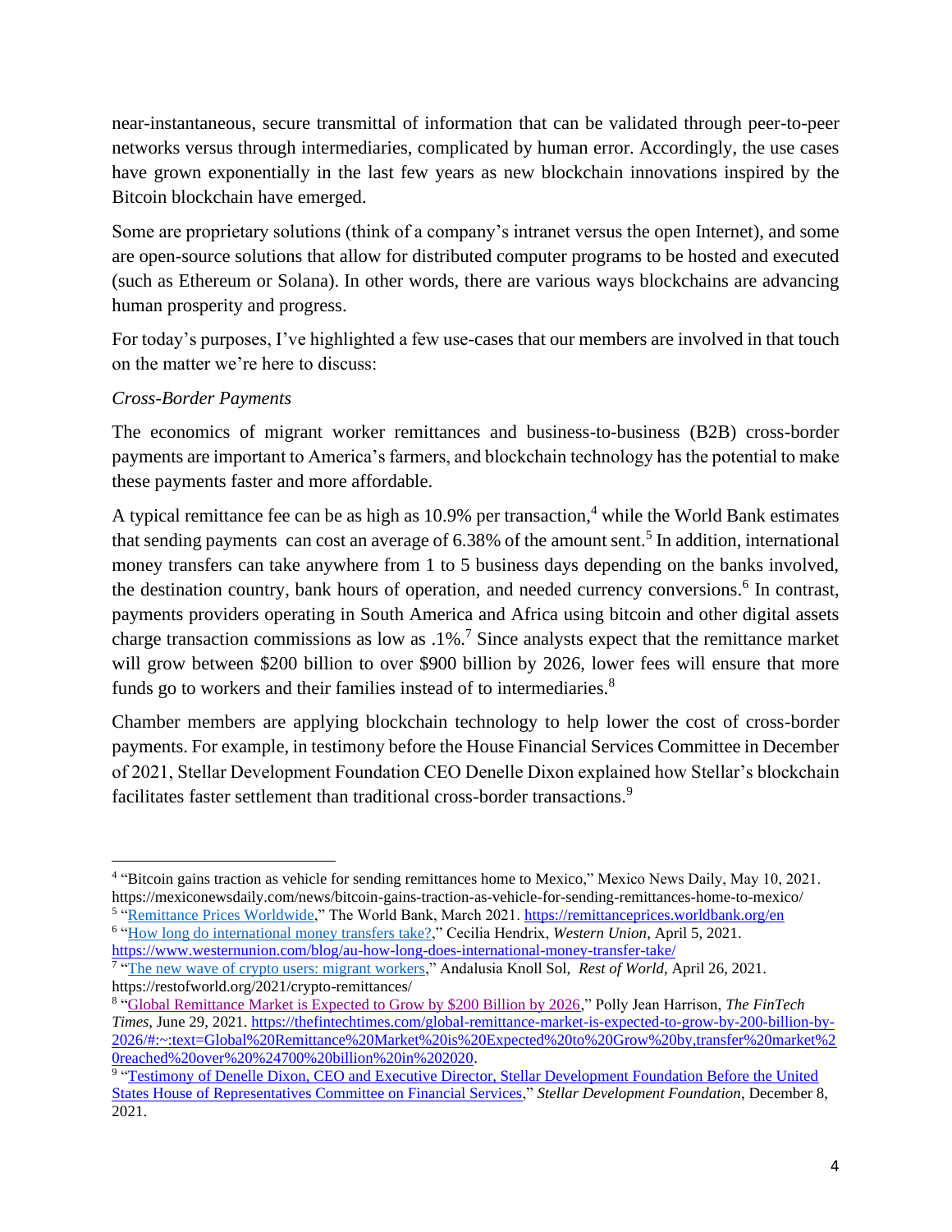near-instantaneous, secure transmittal of information that can be validated through peer-to-peer networks versus through intermediaries, complicated by human error. Accordingly, the use cases have grown exponentially in the last few years as new blockchain innovations inspired by the Bitcoin blockchain have emerged.

Some are proprietary solutions (think of a company's intranet versus the open Internet), and some are open-source solutions that allow for distributed computer programs to be hosted and executed (such as Ethereum or Solana). In other words, there are various ways blockchains are advancing human prosperity and progress.

For today's purposes, I've highlighted a few use-cases that our members are involved in that touch on the matter we're here to discuss:

*Cross-Border Payments*

The economics of migrant worker remittances and business-to-business (B2B) cross-border payments are important to America's farmers, and blockchain technology has the potential to make these payments faster and more affordable.

A typical remittance fee can be as high as 10.9% per transaction,[4] while the World Bank estimates that sending payments can cost an average of 6.38% of the amount sent.[5] In addition, international money transfers can take anywhere from 1 to 5 business days depending on the banks involved, the destination country, bank hours of operation, and needed currency conversions.[6] In contrast, payments providers operating in South America and Africa using bitcoin and other digital assets charge transaction commissions as low as .1%.[7] Since analysts expect that the remittance market will grow between \$200 billion to over \$900 billion by 2026, lower fees will ensure that more funds go to workers and their families instead of to intermediaries.[8]

Chamber members are applying blockchain technology to help lower the cost of cross-border payments. For example, in testimony before the House Financial Services Committee in December of 2021, Stellar Development Foundation CEO Denelle Dixon explained how Stellar's blockchain facilitates faster settlement than traditional cross-border transactions.[9]

---

[4] "Bitcoin gains traction as vehicle for sending remittances home to Mexico," Mexico News Daily, May 10, 2021. https://mexiconewsdaily.com/news/bitcoin-gains-traction-as-vehicle-for-sending-remittances-home-to-mexico/

[5] "Remittance Prices Worldwide," The World Bank, March 2021. https://remittanceprices.worldbank.org/en

[6] "How long do international money transfers take?," Cecilia Hendrix, *Western Union*, April 5, 2021. https://www.westernunion.com/blog/au-how-long-does-international-money-transfer-take/

[7] "The new wave of crypto users: migrant workers," Andalusia Knoll Sol, *Rest of World*, April 26, 2021. https://restofworld.org/2021/crypto-remittances/

[8] "Global Remittance Market is Expected to Grow by \$200 Billion by 2026," Polly Jean Harrison, *The FinTech Times*, June 29, 2021. https://thefintechtimes.com/global-remittance-market-is-expected-to-grow-by-200-billion-by-2026/#:~:text=Global%20Remittance%20Market%20is%20Expected%20to%20Grow%20by,transfer%20market%20reached%20over%20%24700%20billion%20in%202020.

[9] "Testimony of Denelle Dixon, CEO and Executive Director, Stellar Development Foundation Before the United States House of Representatives Committee on Financial Services," *Stellar Development Foundation*, December 8, 2021.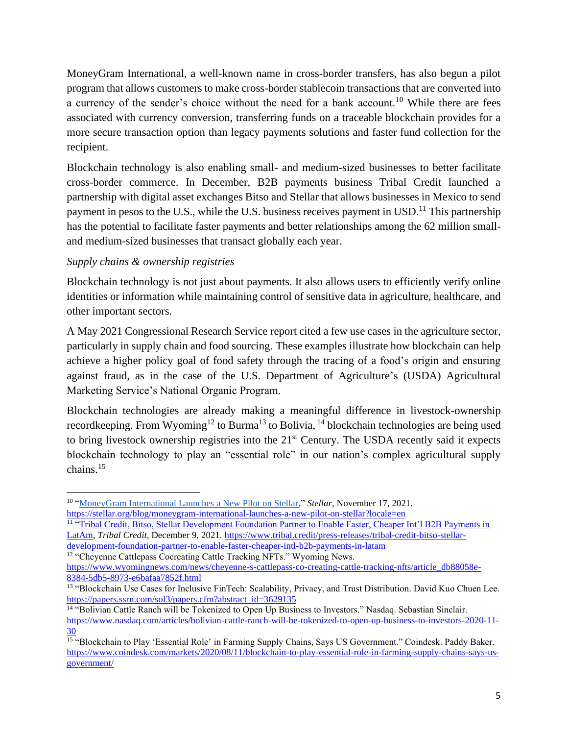MoneyGram International, a well-known name in cross-border transfers, has also begun a pilot program that allows customers to make cross-border stablecoin transactions that are converted into a currency of the sender's choice without the need for a bank account.[10] While there are fees associated with currency conversion, transferring funds on a traceable blockchain provides for a more secure transaction option than legacy payments solutions and faster fund collection for the recipient.

Blockchain technology is also enabling small- and medium-sized businesses to better facilitate cross-border commerce. In December, B2B payments business Tribal Credit launched a partnership with digital asset exchanges Bitso and Stellar that allows businesses in Mexico to send payment in pesos to the U.S., while the U.S. business receives payment in USD.[11] This partnership has the potential to facilitate faster payments and better relationships among the 62 million small- and medium-sized businesses that transact globally each year.

*Supply chains & ownership registries*

Blockchain technology is not just about payments. It also allows users to efficiently verify online identities or information while maintaining control of sensitive data in agriculture, healthcare, and other important sectors.

A May 2021 Congressional Research Service report cited a few use cases in the agriculture sector, particularly in supply chain and food sourcing. These examples illustrate how blockchain can help achieve a higher policy goal of food safety through the tracing of a food's origin and ensuring against fraud, as in the case of the U.S. Department of Agriculture's (USDA) Agricultural Marketing Service's National Organic Program.

Blockchain technologies are already making a meaningful difference in livestock-ownership recordkeeping. From Wyoming[12] to Burma[13] to Bolivia,[14] blockchain technologies are being used to bring livestock ownership registries into the 21st Century. The USDA recently said it expects blockchain technology to play an "essential role" in our nation's complex agricultural supply chains.[15]

---

[10] "MoneyGram International Launches a New Pilot on Stellar," *Stellar,* November 17, 2021. https://stellar.org/blog/moneygram-international-launches-a-new-pilot-on-stellar?locale=en

[11] "Tribal Credit, Bitso, Stellar Development Foundation Partner to Enable Faster, Cheaper Int'l B2B Payments in LatAm, *Tribal Credit,* December 9, 2021. https://www.tribal.credit/press-releases/tribal-credit-bitso-stellar-development-foundation-partner-to-enable-faster-cheaper-intl-b2b-payments-in-latam

[12] "Cheyenne Cattlepass Cocreating Cattle Tracking NFTs." Wyoming News. https://www.wyomingnews.com/news/cheyenne-s-cattlepass-co-creating-cattle-tracking-nfts/article_db88058e-8384-5db5-8973-e6bafaa7852f.html

[13] "Blockchain Use Cases for Inclusive FinTech: Scalability, Privacy, and Trust Distribution. David Kuo Chuen Lee. https://papers.ssrn.com/sol3/papers.cfm?abstract_id=3629135

[14] "Bolivian Cattle Ranch will be Tokenized to Open Up Business to Investors." Nasdaq. Sebastian Sinclair. https://www.nasdaq.com/articles/bolivian-cattle-ranch-will-be-tokenized-to-open-up-business-to-investors-2020-11-30

[15] "Blockchain to Play 'Essential Role' in Farming Supply Chains, Says US Government." Coindesk. Paddy Baker. https://www.coindesk.com/markets/2020/08/11/blockchain-to-play-essential-role-in-farming-supply-chains-says-us-government/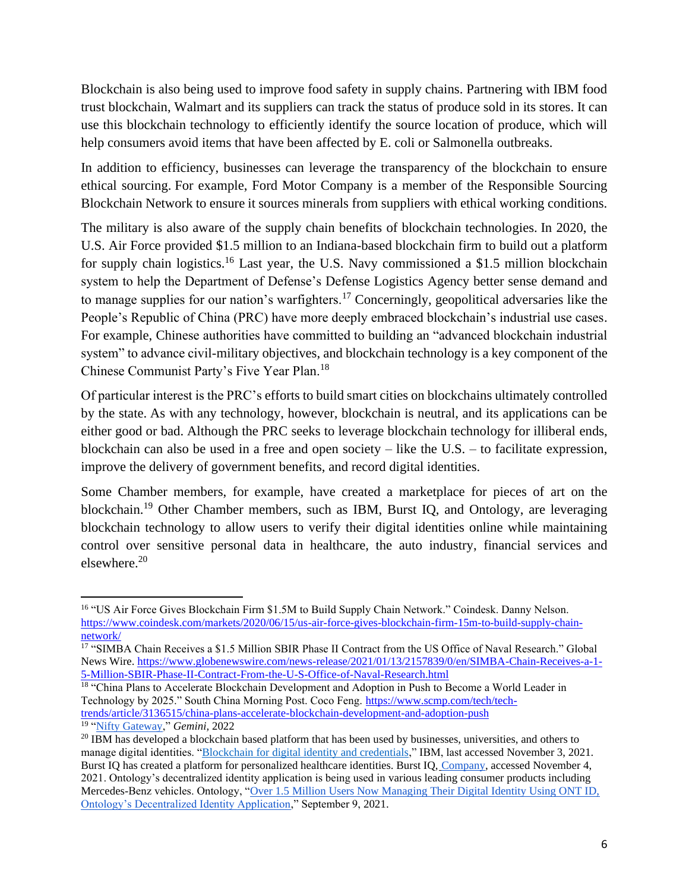Blockchain is also being used to improve food safety in supply chains. Partnering with IBM food trust blockchain, Walmart and its suppliers can track the status of produce sold in its stores. It can use this blockchain technology to efficiently identify the source location of produce, which will help consumers avoid items that have been affected by E. coli or Salmonella outbreaks.

In addition to efficiency, businesses can leverage the transparency of the blockchain to ensure ethical sourcing. For example, Ford Motor Company is a member of the Responsible Sourcing Blockchain Network to ensure it sources minerals from suppliers with ethical working conditions.

The military is also aware of the supply chain benefits of blockchain technologies. In 2020, the U.S. Air Force provided $1.5 million to an Indiana-based blockchain firm to build out a platform for supply chain logistics.[16] Last year, the U.S. Navy commissioned a $1.5 million blockchain system to help the Department of Defense's Defense Logistics Agency better sense demand and to manage supplies for our nation's warfighters.[17] Concerningly, geopolitical adversaries like the People's Republic of China (PRC) have more deeply embraced blockchain's industrial use cases. For example, Chinese authorities have committed to building an "advanced blockchain industrial system" to advance civil-military objectives, and blockchain technology is a key component of the Chinese Communist Party's Five Year Plan.[18]

Of particular interest is the PRC's efforts to build smart cities on blockchains ultimately controlled by the state. As with any technology, however, blockchain is neutral, and its applications can be either good or bad. Although the PRC seeks to leverage blockchain technology for illiberal ends, blockchain can also be used in a free and open society – like the U.S. – to facilitate expression, improve the delivery of government benefits, and record digital identities.

Some Chamber members, for example, have created a marketplace for pieces of art on the blockchain.[19] Other Chamber members, such as IBM, Burst IQ, and Ontology, are leveraging blockchain technology to allow users to verify their digital identities online while maintaining control over sensitive personal data in healthcare, the auto industry, financial services and elsewhere.[20]

---

[16] "US Air Force Gives Blockchain Firm $1.5M to Build Supply Chain Network." Coindesk. Danny Nelson. https://www.coindesk.com/markets/2020/06/15/us-air-force-gives-blockchain-firm-15m-to-build-supply-chain-network/

[17] "SIMBA Chain Receives a $1.5 Million SBIR Phase II Contract from the US Office of Naval Research." Global News Wire. https://www.globenewswire.com/news-release/2021/01/13/2157839/0/en/SIMBA-Chain-Receives-a-1-5-Million-SBIR-Phase-II-Contract-From-the-U-S-Office-of-Naval-Research.html

[18] "China Plans to Accelerate Blockchain Development and Adoption in Push to Become a World Leader in Technology by 2025." South China Morning Post. Coco Feng. https://www.scmp.com/tech/tech-trends/article/3136515/china-plans-accelerate-blockchain-development-and-adoption-push

[19] "Nifty Gateway," *Gemini,* 2022

[20] IBM has developed a blockchain based platform that has been used by businesses, universities, and others to manage digital identities. "Blockchain for digital identity and credentials," IBM, last accessed November 3, 2021. Burst IQ has created a platform for personalized healthcare identities. Burst IQ, Company, accessed November 4, 2021. Ontology's decentralized identity application is being used in various leading consumer products including Mercedes-Benz vehicles. Ontology, "Over 1.5 Million Users Now Managing Their Digital Identity Using ONT ID, Ontology's Decentralized Identity Application," September 9, 2021.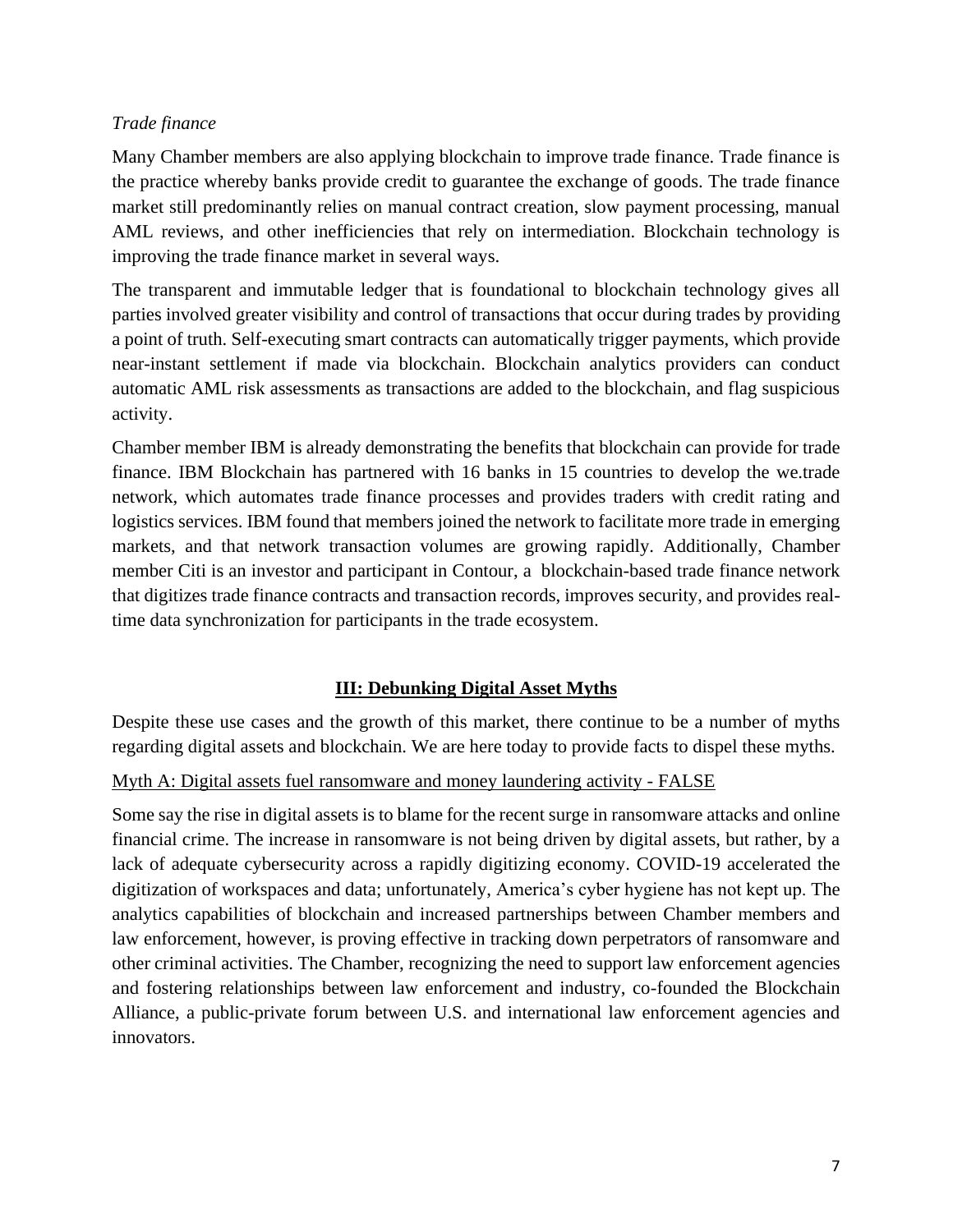*Trade finance*

Many Chamber members are also applying blockchain to improve trade finance. Trade finance is the practice whereby banks provide credit to guarantee the exchange of goods. The trade finance market still predominantly relies on manual contract creation, slow payment processing, manual AML reviews, and other inefficiencies that rely on intermediation. Blockchain technology is improving the trade finance market in several ways.

The transparent and immutable ledger that is foundational to blockchain technology gives all parties involved greater visibility and control of transactions that occur during trades by providing a point of truth. Self-executing smart contracts can automatically trigger payments, which provide near-instant settlement if made via blockchain. Blockchain analytics providers can conduct automatic AML risk assessments as transactions are added to the blockchain, and flag suspicious activity.

Chamber member IBM is already demonstrating the benefits that blockchain can provide for trade finance. IBM Blockchain has partnered with 16 banks in 15 countries to develop the we.trade network, which automates trade finance processes and provides traders with credit rating and logistics services. IBM found that members joined the network to facilitate more trade in emerging markets, and that network transaction volumes are growing rapidly. Additionally, Chamber member Citi is an investor and participant in Contour, a blockchain-based trade finance network that digitizes trade finance contracts and transaction records, improves security, and provides real-time data synchronization for participants in the trade ecosystem.

## III: Debunking Digital Asset Myths

Despite these use cases and the growth of this market, there continue to be a number of myths regarding digital assets and blockchain. We are here today to provide facts to dispel these myths.

### Myth A: Digital assets fuel ransomware and money laundering activity - FALSE

Some say the rise in digital assets is to blame for the recent surge in ransomware attacks and online financial crime. The increase in ransomware is not being driven by digital assets, but rather, by a lack of adequate cybersecurity across a rapidly digitizing economy. COVID-19 accelerated the digitization of workspaces and data; unfortunately, America's cyber hygiene has not kept up. The analytics capabilities of blockchain and increased partnerships between Chamber members and law enforcement, however, is proving effective in tracking down perpetrators of ransomware and other criminal activities. The Chamber, recognizing the need to support law enforcement agencies and fostering relationships between law enforcement and industry, co-founded the Blockchain Alliance, a public-private forum between U.S. and international law enforcement agencies and innovators.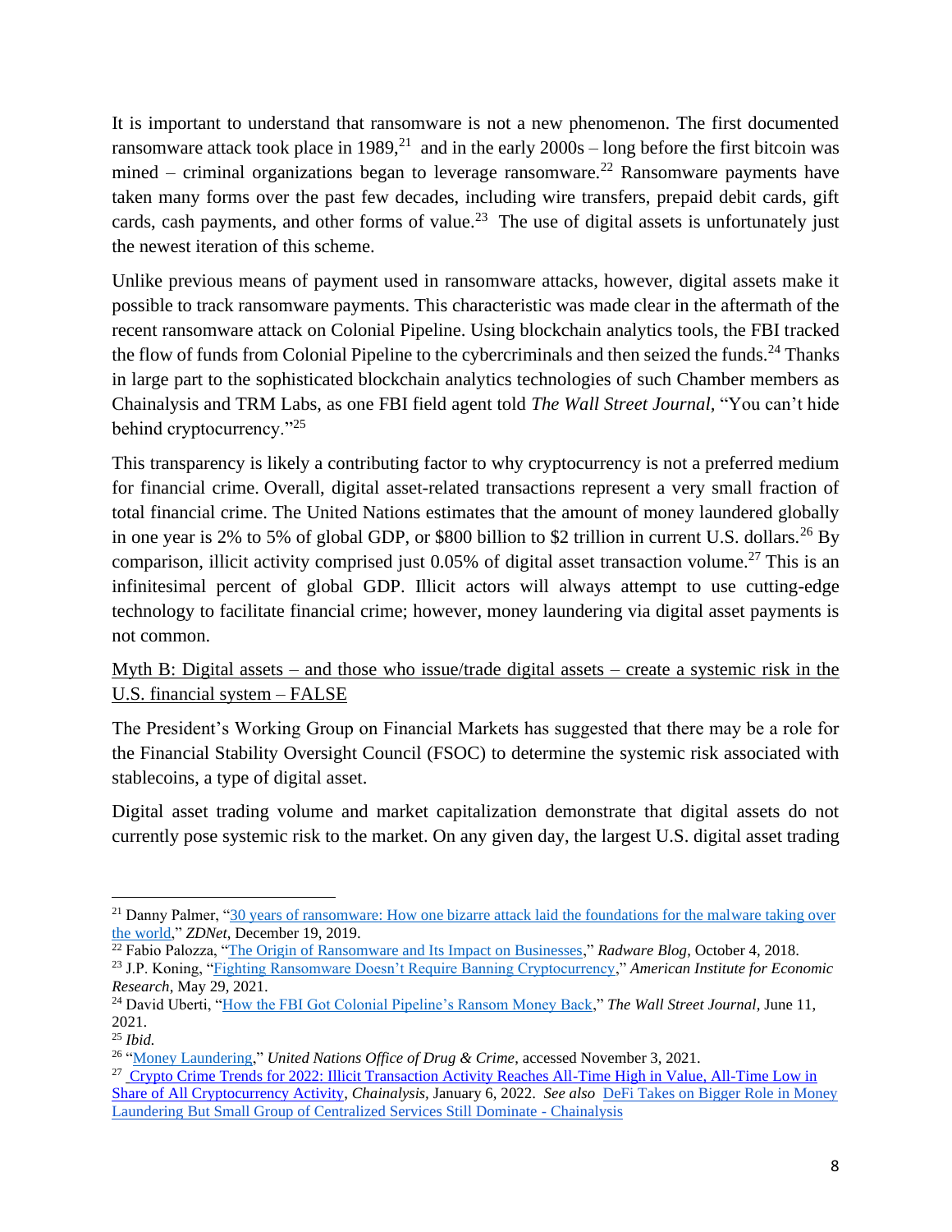It is important to understand that ransomware is not a new phenomenon. The first documented ransomware attack took place in 1989,[21] and in the early 2000s – long before the first bitcoin was mined – criminal organizations began to leverage ransomware.[22] Ransomware payments have taken many forms over the past few decades, including wire transfers, prepaid debit cards, gift cards, cash payments, and other forms of value.[23] The use of digital assets is unfortunately just the newest iteration of this scheme.

Unlike previous means of payment used in ransomware attacks, however, digital assets make it possible to track ransomware payments. This characteristic was made clear in the aftermath of the recent ransomware attack on Colonial Pipeline. Using blockchain analytics tools, the FBI tracked the flow of funds from Colonial Pipeline to the cybercriminals and then seized the funds.[24] Thanks in large part to the sophisticated blockchain analytics technologies of such Chamber members as Chainalysis and TRM Labs, as one FBI field agent told *The Wall Street Journal*, "You can't hide behind cryptocurrency."[25]

This transparency is likely a contributing factor to why cryptocurrency is not a preferred medium for financial crime. Overall, digital asset-related transactions represent a very small fraction of total financial crime. The United Nations estimates that the amount of money laundered globally in one year is 2% to 5% of global GDP, or $800 billion to $2 trillion in current U.S. dollars.[26] By comparison, illicit activity comprised just 0.05% of digital asset transaction volume.[27] This is an infinitesimal percent of global GDP. Illicit actors will always attempt to use cutting-edge technology to facilitate financial crime; however, money laundering via digital asset payments is not common.

<u>Myth B: Digital assets – and those who issue/trade digital assets – create a systemic risk in the U.S. financial system – FALSE</u>

The President's Working Group on Financial Markets has suggested that there may be a role for the Financial Stability Oversight Council (FSOC) to determine the systemic risk associated with stablecoins, a type of digital asset.

Digital asset trading volume and market capitalization demonstrate that digital assets do not currently pose systemic risk to the market. On any given day, the largest U.S. digital asset trading

---

[21] Danny Palmer, "30 years of ransomware: How one bizarre attack laid the foundations for the malware taking over the world," *ZDNet*, December 19, 2019.

[22] Fabio Palozza, "The Origin of Ransomware and Its Impact on Businesses," *Radware Blog*, October 4, 2018.

[23] J.P. Koning, "Fighting Ransomware Doesn't Require Banning Cryptocurrency," *American Institute for Economic Research*, May 29, 2021.

[24] David Uberti, "How the FBI Got Colonial Pipeline's Ransom Money Back," *The Wall Street Journal*, June 11, 2021.

[25] *Ibid.*

[26] "Money Laundering," *United Nations Office of Drug & Crime*, accessed November 3, 2021.

[27] Crypto Crime Trends for 2022: Illicit Transaction Activity Reaches All-Time High in Value, All-Time Low in Share of All Cryptocurrency Activity, *Chainalysis*, January 6, 2022. *See also* DeFi Takes on Bigger Role in Money Laundering But Small Group of Centralized Services Still Dominate - Chainalysis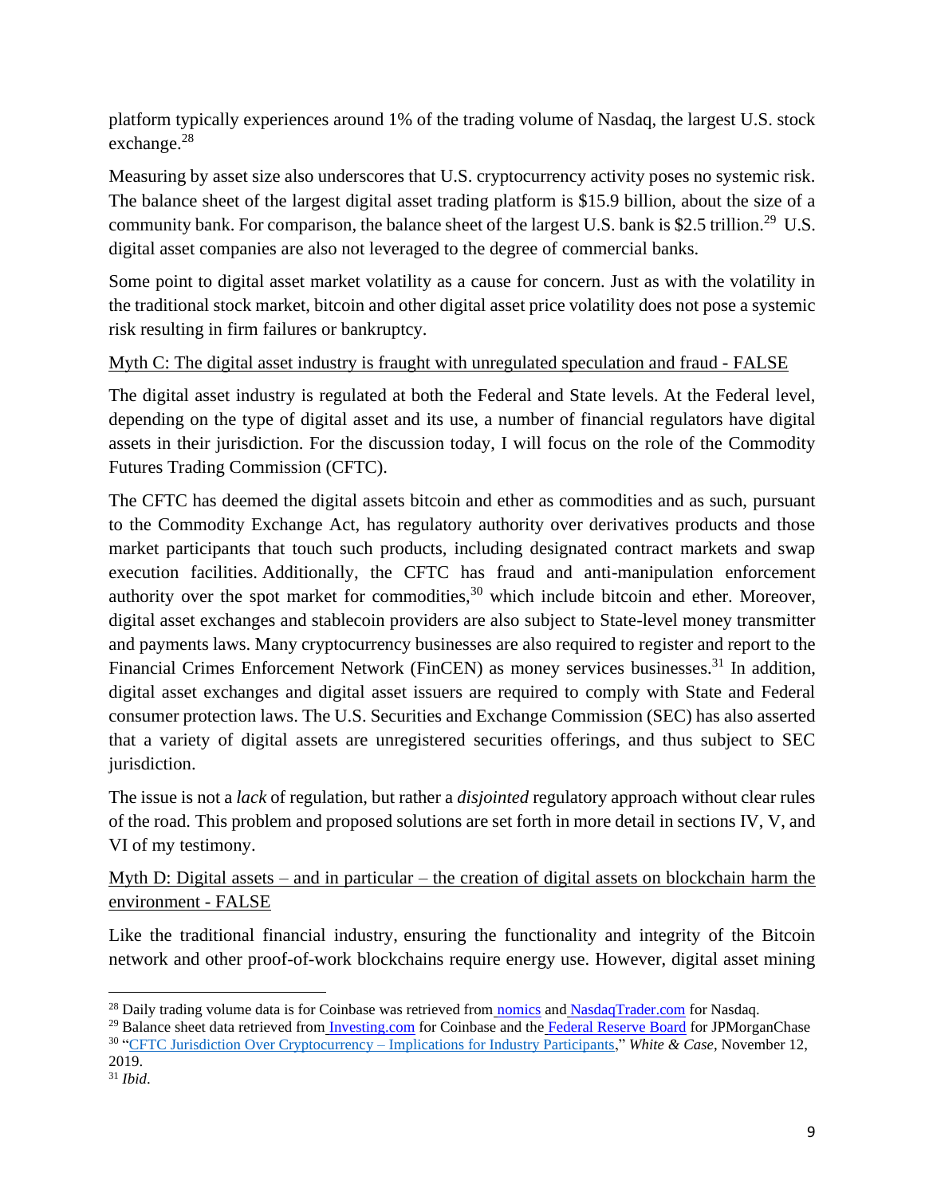platform typically experiences around 1% of the trading volume of Nasdaq, the largest U.S. stock exchange.[28]

Measuring by asset size also underscores that U.S. cryptocurrency activity poses no systemic risk. The balance sheet of the largest digital asset trading platform is $15.9 billion, about the size of a community bank. For comparison, the balance sheet of the largest U.S. bank is $2.5 trillion.[29] U.S. digital asset companies are also not leveraged to the degree of commercial banks.

Some point to digital asset market volatility as a cause for concern. Just as with the volatility in the traditional stock market, bitcoin and other digital asset price volatility does not pose a systemic risk resulting in firm failures or bankruptcy.

<u>Myth C: The digital asset industry is fraught with unregulated speculation and fraud - FALSE</u>

The digital asset industry is regulated at both the Federal and State levels. At the Federal level, depending on the type of digital asset and its use, a number of financial regulators have digital assets in their jurisdiction. For the discussion today, I will focus on the role of the Commodity Futures Trading Commission (CFTC).

The CFTC has deemed the digital assets bitcoin and ether as commodities and as such, pursuant to the Commodity Exchange Act, has regulatory authority over derivatives products and those market participants that touch such products, including designated contract markets and swap execution facilities. Additionally, the CFTC has fraud and anti-manipulation enforcement authority over the spot market for commodities,[30] which include bitcoin and ether. Moreover, digital asset exchanges and stablecoin providers are also subject to State-level money transmitter and payments laws. Many cryptocurrency businesses are also required to register and report to the Financial Crimes Enforcement Network (FinCEN) as money services businesses.[31] In addition, digital asset exchanges and digital asset issuers are required to comply with State and Federal consumer protection laws. The U.S. Securities and Exchange Commission (SEC) has also asserted that a variety of digital assets are unregistered securities offerings, and thus subject to SEC jurisdiction.

The issue is not a *lack* of regulation, but rather a *disjointed* regulatory approach without clear rules of the road. This problem and proposed solutions are set forth in more detail in sections IV, V, and VI of my testimony.

<u>Myth D: Digital assets – and in particular – the creation of digital assets on blockchain harm the environment - FALSE</u>

Like the traditional financial industry, ensuring the functionality and integrity of the Bitcoin network and other proof-of-work blockchains require energy use. However, digital asset mining

---

[28] Daily trading volume data is for Coinbase was retrieved from nomics and NasdaqTrader.com for Nasdaq.

[29] Balance sheet data retrieved from Investing.com for Coinbase and the Federal Reserve Board for JPMorganChase

[30] "CFTC Jurisdiction Over Cryptocurrency – Implications for Industry Participants," *White & Case*, November 12, 2019.

[31] *Ibid*.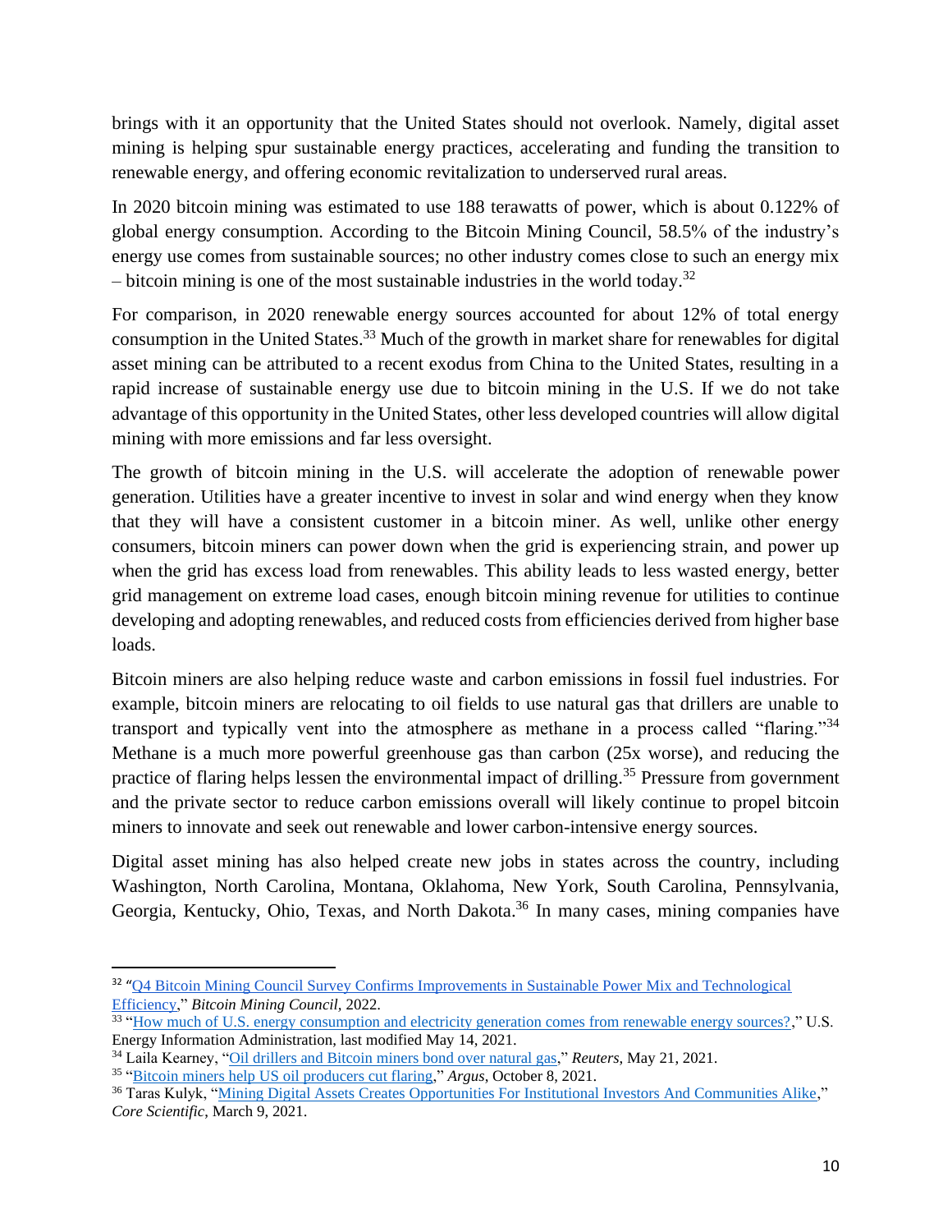brings with it an opportunity that the United States should not overlook. Namely, digital asset mining is helping spur sustainable energy practices, accelerating and funding the transition to renewable energy, and offering economic revitalization to underserved rural areas.

In 2020 bitcoin mining was estimated to use 188 terawatts of power, which is about 0.122% of global energy consumption. According to the Bitcoin Mining Council, 58.5% of the industry's energy use comes from sustainable sources; no other industry comes close to such an energy mix – bitcoin mining is one of the most sustainable industries in the world today.[32]

For comparison, in 2020 renewable energy sources accounted for about 12% of total energy consumption in the United States.[33] Much of the growth in market share for renewables for digital asset mining can be attributed to a recent exodus from China to the United States, resulting in a rapid increase of sustainable energy use due to bitcoin mining in the U.S. If we do not take advantage of this opportunity in the United States, other less developed countries will allow digital mining with more emissions and far less oversight.

The growth of bitcoin mining in the U.S. will accelerate the adoption of renewable power generation. Utilities have a greater incentive to invest in solar and wind energy when they know that they will have a consistent customer in a bitcoin miner. As well, unlike other energy consumers, bitcoin miners can power down when the grid is experiencing strain, and power up when the grid has excess load from renewables. This ability leads to less wasted energy, better grid management on extreme load cases, enough bitcoin mining revenue for utilities to continue developing and adopting renewables, and reduced costs from efficiencies derived from higher base loads.

Bitcoin miners are also helping reduce waste and carbon emissions in fossil fuel industries. For example, bitcoin miners are relocating to oil fields to use natural gas that drillers are unable to transport and typically vent into the atmosphere as methane in a process called "flaring."[34] Methane is a much more powerful greenhouse gas than carbon (25x worse), and reducing the practice of flaring helps lessen the environmental impact of drilling.[35] Pressure from government and the private sector to reduce carbon emissions overall will likely continue to propel bitcoin miners to innovate and seek out renewable and lower carbon-intensive energy sources.

Digital asset mining has also helped create new jobs in states across the country, including Washington, North Carolina, Montana, Oklahoma, New York, South Carolina, Pennsylvania, Georgia, Kentucky, Ohio, Texas, and North Dakota.[36] In many cases, mining companies have

---

[32] "Q4 Bitcoin Mining Council Survey Confirms Improvements in Sustainable Power Mix and Technological Efficiency," *Bitcoin Mining Council*, 2022.

[33] "How much of U.S. energy consumption and electricity generation comes from renewable energy sources?," U.S. Energy Information Administration, last modified May 14, 2021.

[34] Laila Kearney, "Oil drillers and Bitcoin miners bond over natural gas," *Reuters*, May 21, 2021.

[35] "Bitcoin miners help US oil producers cut flaring," *Argus*, October 8, 2021.

[36] Taras Kulyk, "Mining Digital Assets Creates Opportunities For Institutional Investors And Communities Alike," *Core Scientific*, March 9, 2021.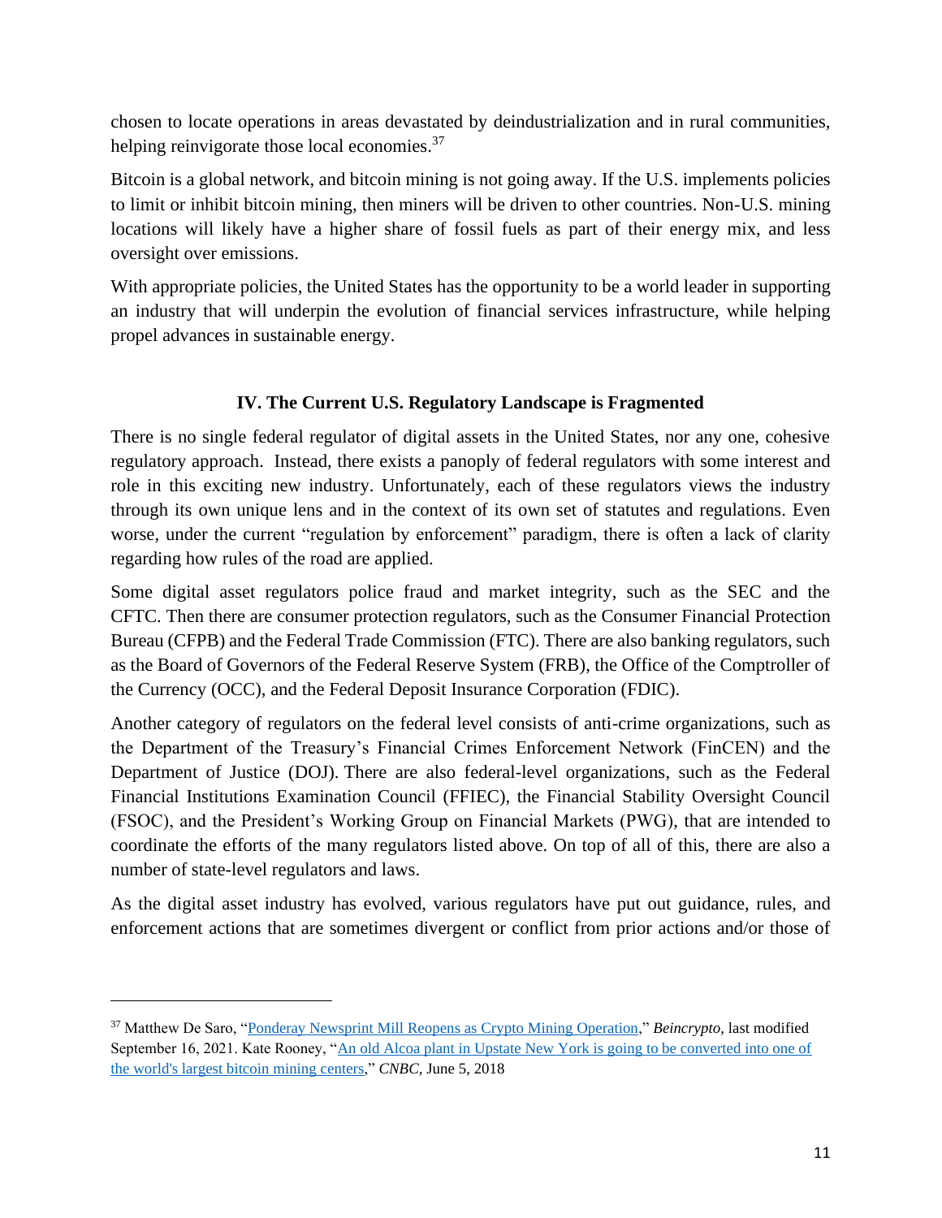chosen to locate operations in areas devastated by deindustrialization and in rural communities, helping reinvigorate those local economies.[37]

Bitcoin is a global network, and bitcoin mining is not going away. If the U.S. implements policies to limit or inhibit bitcoin mining, then miners will be driven to other countries. Non-U.S. mining locations will likely have a higher share of fossil fuels as part of their energy mix, and less oversight over emissions.

With appropriate policies, the United States has the opportunity to be a world leader in supporting an industry that will underpin the evolution of financial services infrastructure, while helping propel advances in sustainable energy.

## IV. The Current U.S. Regulatory Landscape is Fragmented

There is no single federal regulator of digital assets in the United States, nor any one, cohesive regulatory approach. Instead, there exists a panoply of federal regulators with some interest and role in this exciting new industry. Unfortunately, each of these regulators views the industry through its own unique lens and in the context of its own set of statutes and regulations. Even worse, under the current "regulation by enforcement" paradigm, there is often a lack of clarity regarding how rules of the road are applied.

Some digital asset regulators police fraud and market integrity, such as the SEC and the CFTC. Then there are consumer protection regulators, such as the Consumer Financial Protection Bureau (CFPB) and the Federal Trade Commission (FTC). There are also banking regulators, such as the Board of Governors of the Federal Reserve System (FRB), the Office of the Comptroller of the Currency (OCC), and the Federal Deposit Insurance Corporation (FDIC).

Another category of regulators on the federal level consists of anti-crime organizations, such as the Department of the Treasury's Financial Crimes Enforcement Network (FinCEN) and the Department of Justice (DOJ). There are also federal-level organizations, such as the Federal Financial Institutions Examination Council (FFIEC), the Financial Stability Oversight Council (FSOC), and the President's Working Group on Financial Markets (PWG), that are intended to coordinate the efforts of the many regulators listed above. On top of all of this, there are also a number of state-level regulators and laws.

As the digital asset industry has evolved, various regulators have put out guidance, rules, and enforcement actions that are sometimes divergent or conflict from prior actions and/or those of

---

[37] Matthew De Saro, "Ponderay Newsprint Mill Reopens as Crypto Mining Operation," *Beincrypto*, last modified September 16, 2021. Kate Rooney, "An old Alcoa plant in Upstate New York is going to be converted into one of the world's largest bitcoin mining centers," *CNBC*, June 5, 2018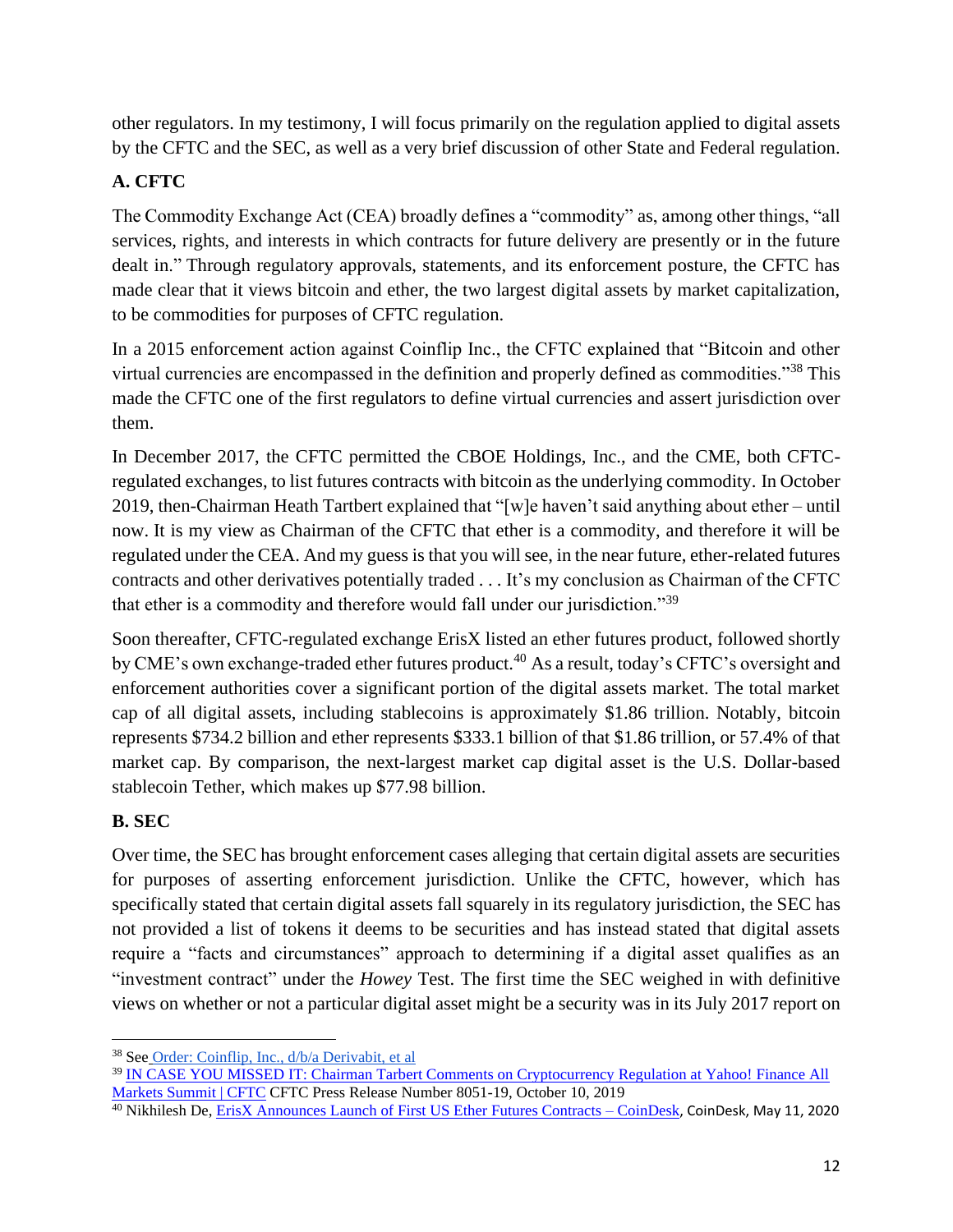other regulators. In my testimony, I will focus primarily on the regulation applied to digital assets by the CFTC and the SEC, as well as a very brief discussion of other State and Federal regulation.

## A. CFTC

The Commodity Exchange Act (CEA) broadly defines a "commodity" as, among other things, "all services, rights, and interests in which contracts for future delivery are presently or in the future dealt in." Through regulatory approvals, statements, and its enforcement posture, the CFTC has made clear that it views bitcoin and ether, the two largest digital assets by market capitalization, to be commodities for purposes of CFTC regulation.

In a 2015 enforcement action against Coinflip Inc., the CFTC explained that "Bitcoin and other virtual currencies are encompassed in the definition and properly defined as commodities."[38] This made the CFTC one of the first regulators to define virtual currencies and assert jurisdiction over them.

In December 2017, the CFTC permitted the CBOE Holdings, Inc., and the CME, both CFTC-regulated exchanges, to list futures contracts with bitcoin as the underlying commodity. In October 2019, then-Chairman Heath Tartbert explained that "[w]e haven't said anything about ether – until now. It is my view as Chairman of the CFTC that ether is a commodity, and therefore it will be regulated under the CEA. And my guess is that you will see, in the near future, ether-related futures contracts and other derivatives potentially traded . . . It's my conclusion as Chairman of the CFTC that ether is a commodity and therefore would fall under our jurisdiction."[39]

Soon thereafter, CFTC-regulated exchange ErisX listed an ether futures product, followed shortly by CME's own exchange-traded ether futures product.[40] As a result, today's CFTC's oversight and enforcement authorities cover a significant portion of the digital assets market. The total market cap of all digital assets, including stablecoins is approximately $1.86 trillion. Notably, bitcoin represents $734.2 billion and ether represents $333.1 billion of that $1.86 trillion, or 57.4% of that market cap. By comparison, the next-largest market cap digital asset is the U.S. Dollar-based stablecoin Tether, which makes up $77.98 billion.

## B. SEC

Over time, the SEC has brought enforcement cases alleging that certain digital assets are securities for purposes of asserting enforcement jurisdiction. Unlike the CFTC, however, which has specifically stated that certain digital assets fall squarely in its regulatory jurisdiction, the SEC has not provided a list of tokens it deems to be securities and has instead stated that digital assets require a "facts and circumstances" approach to determining if a digital asset qualifies as an "investment contract" under the *Howey* Test. The first time the SEC weighed in with definitive views on whether or not a particular digital asset might be a security was in its July 2017 report on

---

[38] See Order: Coinflip, Inc., d/b/a Derivabit, et al

[39] IN CASE YOU MISSED IT: Chairman Tarbert Comments on Cryptocurrency Regulation at Yahoo! Finance All Markets Summit | CFTC CFTC Press Release Number 8051-19, October 10, 2019

[40] Nikhilesh De, ErisX Announces Launch of First US Ether Futures Contracts – CoinDesk, CoinDesk, May 11, 2020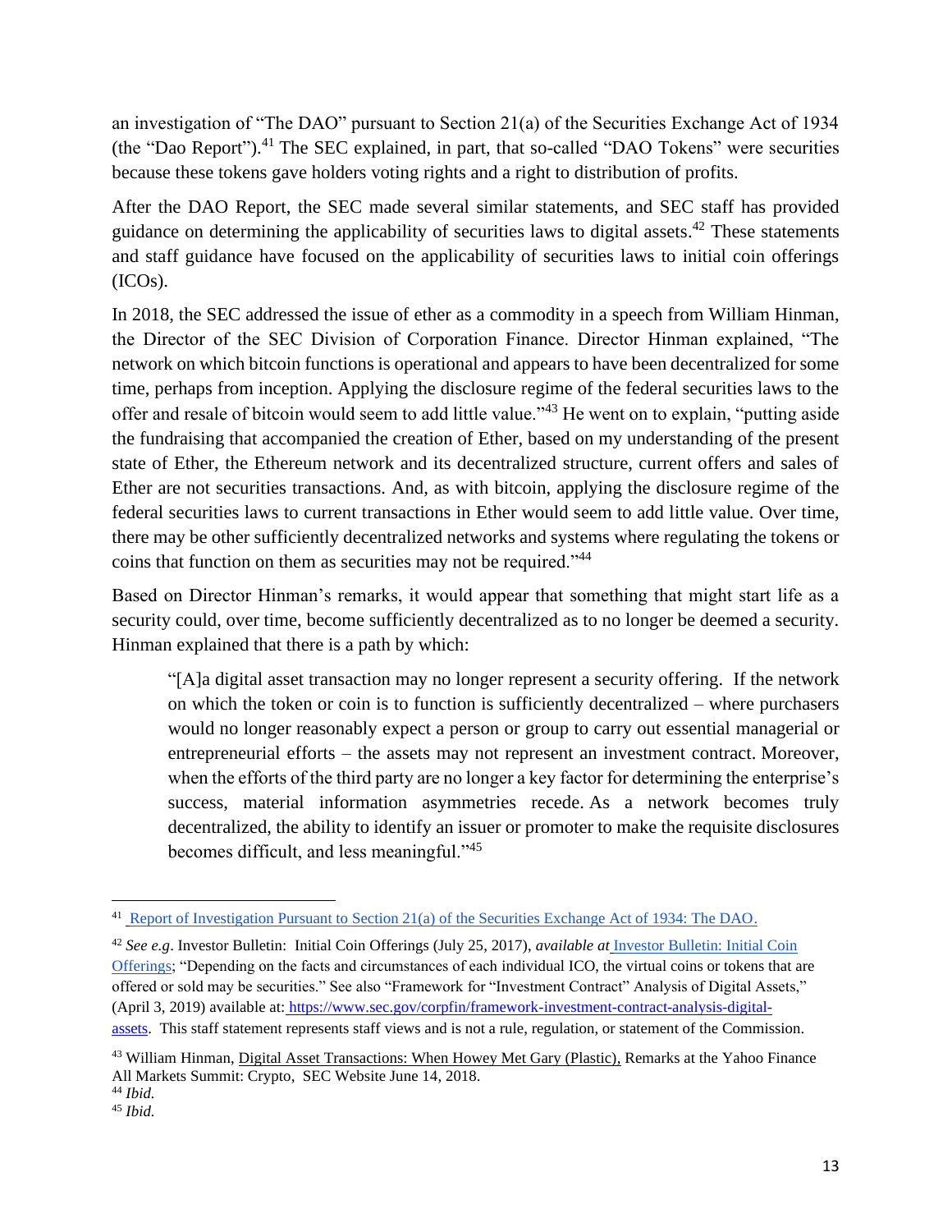an investigation of "The DAO" pursuant to Section 21(a) of the Securities Exchange Act of 1934 (the "Dao Report").[41] The SEC explained, in part, that so-called "DAO Tokens" were securities because these tokens gave holders voting rights and a right to distribution of profits.

After the DAO Report, the SEC made several similar statements, and SEC staff has provided guidance on determining the applicability of securities laws to digital assets.[42] These statements and staff guidance have focused on the applicability of securities laws to initial coin offerings (ICOs).

In 2018, the SEC addressed the issue of ether as a commodity in a speech from William Hinman, the Director of the SEC Division of Corporation Finance. Director Hinman explained, "The network on which bitcoin functions is operational and appears to have been decentralized for some time, perhaps from inception. Applying the disclosure regime of the federal securities laws to the offer and resale of bitcoin would seem to add little value."[43] He went on to explain, "putting aside the fundraising that accompanied the creation of Ether, based on my understanding of the present state of Ether, the Ethereum network and its decentralized structure, current offers and sales of Ether are not securities transactions. And, as with bitcoin, applying the disclosure regime of the federal securities laws to current transactions in Ether would seem to add little value. Over time, there may be other sufficiently decentralized networks and systems where regulating the tokens or coins that function on them as securities may not be required."[44]

Based on Director Hinman's remarks, it would appear that something that might start life as a security could, over time, become sufficiently decentralized as to no longer be deemed a security. Hinman explained that there is a path by which:

> "[A]a digital asset transaction may no longer represent a security offering. If the network on which the token or coin is to function is sufficiently decentralized – where purchasers would no longer reasonably expect a person or group to carry out essential managerial or entrepreneurial efforts – the assets may not represent an investment contract. Moreover, when the efforts of the third party are no longer a key factor for determining the enterprise's success, material information asymmetries recede. As a network becomes truly decentralized, the ability to identify an issuer or promoter to make the requisite disclosures becomes difficult, and less meaningful."[45]

---

[41] Report of Investigation Pursuant to Section 21(a) of the Securities Exchange Act of 1934: The DAO.

[42] *See e.g*. Investor Bulletin: Initial Coin Offerings (July 25, 2017), *available at* Investor Bulletin: Initial Coin Offerings; "Depending on the facts and circumstances of each individual ICO, the virtual coins or tokens that are offered or sold may be securities." See also "Framework for "Investment Contract" Analysis of Digital Assets," (April 3, 2019) available at: https://www.sec.gov/corpfin/framework-investment-contract-analysis-digital-assets. This staff statement represents staff views and is not a rule, regulation, or statement of the Commission.

[43] William Hinman, Digital Asset Transactions: When Howey Met Gary (Plastic), Remarks at the Yahoo Finance All Markets Summit: Crypto, SEC Website June 14, 2018.

[44] *Ibid.*

[45] *Ibid.*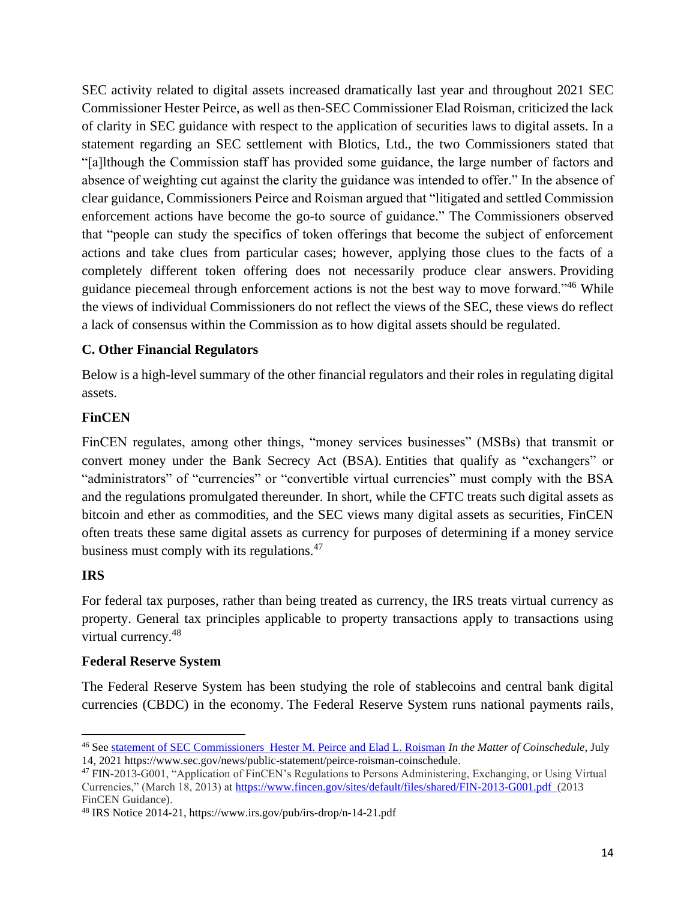SEC activity related to digital assets increased dramatically last year and throughout 2021 SEC Commissioner Hester Peirce, as well as then-SEC Commissioner Elad Roisman, criticized the lack of clarity in SEC guidance with respect to the application of securities laws to digital assets. In a statement regarding an SEC settlement with Blotics, Ltd., the two Commissioners stated that "[a]lthough the Commission staff has provided some guidance, the large number of factors and absence of weighting cut against the clarity the guidance was intended to offer." In the absence of clear guidance, Commissioners Peirce and Roisman argued that "litigated and settled Commission enforcement actions have become the go-to source of guidance." The Commissioners observed that "people can study the specifics of token offerings that become the subject of enforcement actions and take clues from particular cases; however, applying those clues to the facts of a completely different token offering does not necessarily produce clear answers. Providing guidance piecemeal through enforcement actions is not the best way to move forward."[46] While the views of individual Commissioners do not reflect the views of the SEC, these views do reflect a lack of consensus within the Commission as to how digital assets should be regulated.

### C. Other Financial Regulators

Below is a high-level summary of the other financial regulators and their roles in regulating digital assets.

#### FinCEN

FinCEN regulates, among other things, "money services businesses" (MSBs) that transmit or convert money under the Bank Secrecy Act (BSA). Entities that qualify as "exchangers" or "administrators" of "currencies" or "convertible virtual currencies" must comply with the BSA and the regulations promulgated thereunder. In short, while the CFTC treats such digital assets as bitcoin and ether as commodities, and the SEC views many digital assets as securities, FinCEN often treats these same digital assets as currency for purposes of determining if a money service business must comply with its regulations.[47]

#### IRS

For federal tax purposes, rather than being treated as currency, the IRS treats virtual currency as property. General tax principles applicable to property transactions apply to transactions using virtual currency.[48]

#### Federal Reserve System

The Federal Reserve System has been studying the role of stablecoins and central bank digital currencies (CBDC) in the economy. The Federal Reserve System runs national payments rails,

---

[46] See statement of SEC Commissioners Hester M. Peirce and Elad L. Roisman *In the Matter of Coinschedule*, July 14, 2021 https://www.sec.gov/news/public-statement/peirce-roisman-coinschedule.

[47] FIN-2013-G001, "Application of FinCEN's Regulations to Persons Administering, Exchanging, or Using Virtual Currencies," (March 18, 2013) at https://www.fincen.gov/sites/default/files/shared/FIN-2013-G001.pdf (2013 FinCEN Guidance).

[48] IRS Notice 2014-21, https://www.irs.gov/pub/irs-drop/n-14-21.pdf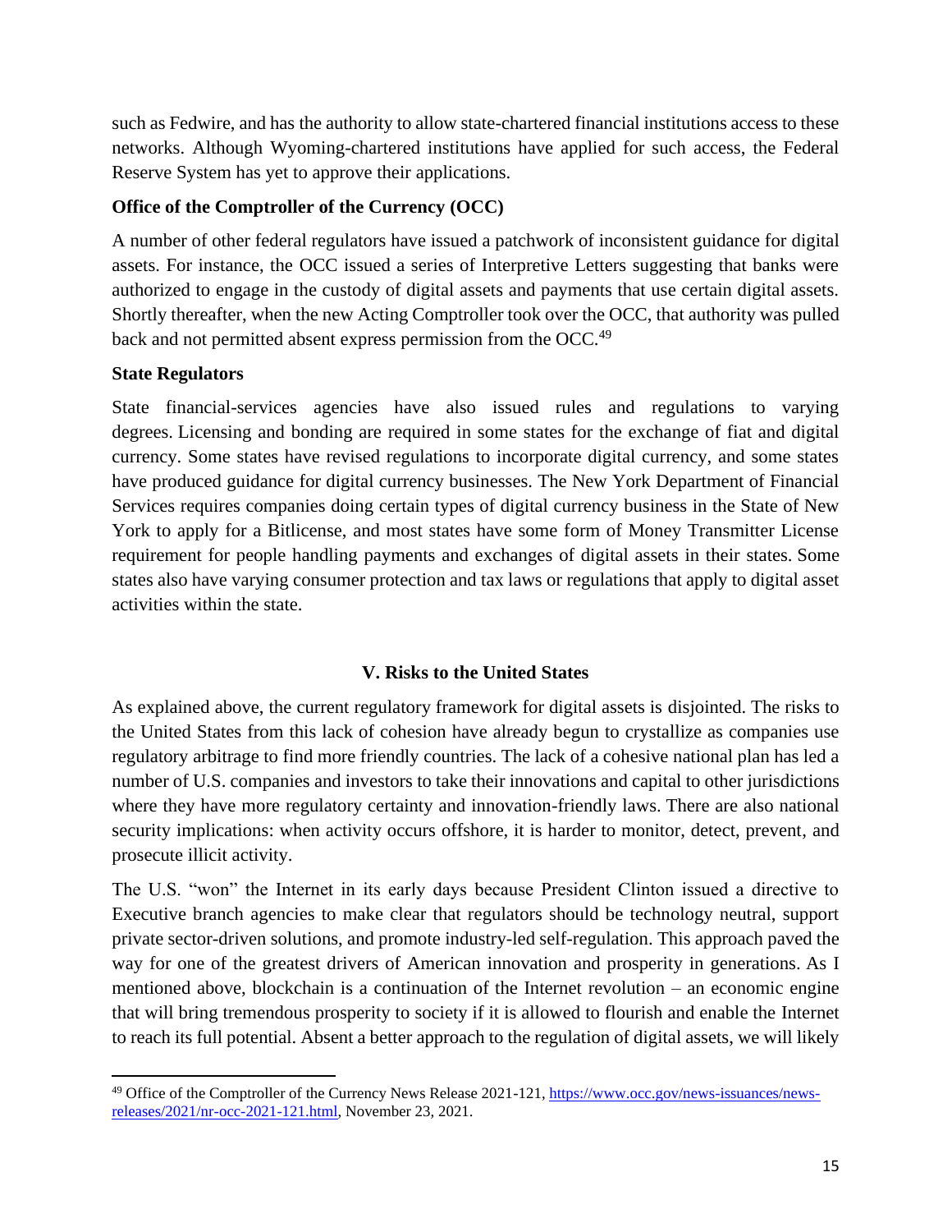such as Fedwire, and has the authority to allow state-chartered financial institutions access to these networks. Although Wyoming-chartered institutions have applied for such access, the Federal Reserve System has yet to approve their applications.

**Office of the Comptroller of the Currency (OCC)**

A number of other federal regulators have issued a patchwork of inconsistent guidance for digital assets. For instance, the OCC issued a series of Interpretive Letters suggesting that banks were authorized to engage in the custody of digital assets and payments that use certain digital assets. Shortly thereafter, when the new Acting Comptroller took over the OCC, that authority was pulled back and not permitted absent express permission from the OCC.[49]

**State Regulators**

State financial-services agencies have also issued rules and regulations to varying degrees. Licensing and bonding are required in some states for the exchange of fiat and digital currency. Some states have revised regulations to incorporate digital currency, and some states have produced guidance for digital currency businesses. The New York Department of Financial Services requires companies doing certain types of digital currency business in the State of New York to apply for a Bitlicense, and most states have some form of Money Transmitter License requirement for people handling payments and exchanges of digital assets in their states. Some states also have varying consumer protection and tax laws or regulations that apply to digital asset activities within the state.

## V. Risks to the United States

As explained above, the current regulatory framework for digital assets is disjointed. The risks to the United States from this lack of cohesion have already begun to crystallize as companies use regulatory arbitrage to find more friendly countries. The lack of a cohesive national plan has led a number of U.S. companies and investors to take their innovations and capital to other jurisdictions where they have more regulatory certainty and innovation-friendly laws. There are also national security implications: when activity occurs offshore, it is harder to monitor, detect, prevent, and prosecute illicit activity.

The U.S. "won" the Internet in its early days because President Clinton issued a directive to Executive branch agencies to make clear that regulators should be technology neutral, support private sector-driven solutions, and promote industry-led self-regulation. This approach paved the way for one of the greatest drivers of American innovation and prosperity in generations. As I mentioned above, blockchain is a continuation of the Internet revolution – an economic engine that will bring tremendous prosperity to society if it is allowed to flourish and enable the Internet to reach its full potential. Absent a better approach to the regulation of digital assets, we will likely

---

[49] Office of the Comptroller of the Currency News Release 2021-121, https://www.occ.gov/news-issuances/news-releases/2021/nr-occ-2021-121.html, November 23, 2021.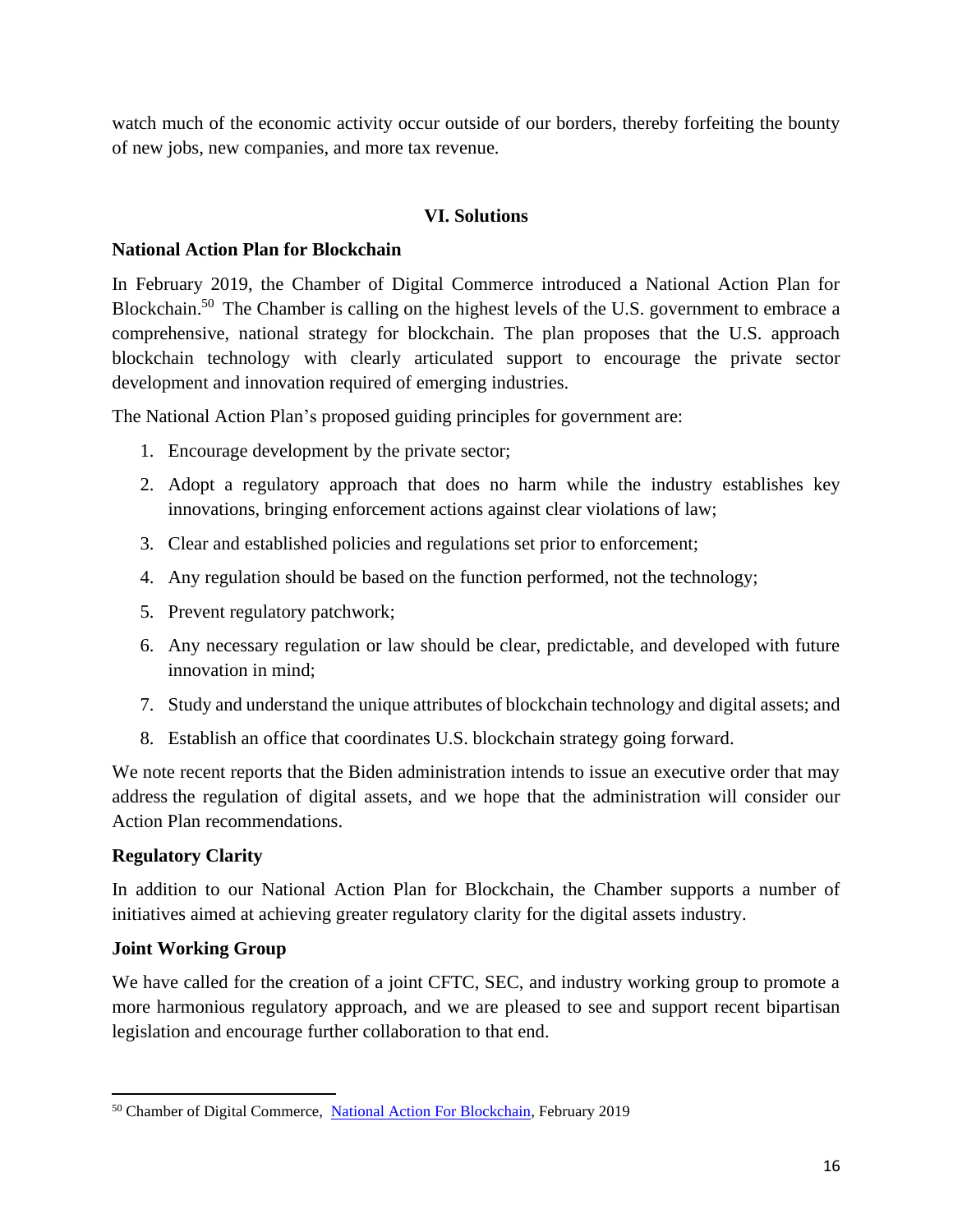watch much of the economic activity occur outside of our borders, thereby forfeiting the bounty of new jobs, new companies, and more tax revenue.

## VI. Solutions

### National Action Plan for Blockchain

In February 2019, the Chamber of Digital Commerce introduced a National Action Plan for Blockchain.[50] The Chamber is calling on the highest levels of the U.S. government to embrace a comprehensive, national strategy for blockchain. The plan proposes that the U.S. approach blockchain technology with clearly articulated support to encourage the private sector development and innovation required of emerging industries.

The National Action Plan's proposed guiding principles for government are:

1. Encourage development by the private sector;
2. Adopt a regulatory approach that does no harm while the industry establishes key innovations, bringing enforcement actions against clear violations of law;
3. Clear and established policies and regulations set prior to enforcement;
4. Any regulation should be based on the function performed, not the technology;
5. Prevent regulatory patchwork;
6. Any necessary regulation or law should be clear, predictable, and developed with future innovation in mind;
7. Study and understand the unique attributes of blockchain technology and digital assets; and
8. Establish an office that coordinates U.S. blockchain strategy going forward.

We note recent reports that the Biden administration intends to issue an executive order that may address the regulation of digital assets, and we hope that the administration will consider our Action Plan recommendations.

### Regulatory Clarity

In addition to our National Action Plan for Blockchain, the Chamber supports a number of initiatives aimed at achieving greater regulatory clarity for the digital assets industry.

### Joint Working Group

We have called for the creation of a joint CFTC, SEC, and industry working group to promote a more harmonious regulatory approach, and we are pleased to see and support recent bipartisan legislation and encourage further collaboration to that end.

---

[50] Chamber of Digital Commerce, National Action For Blockchain, February 2019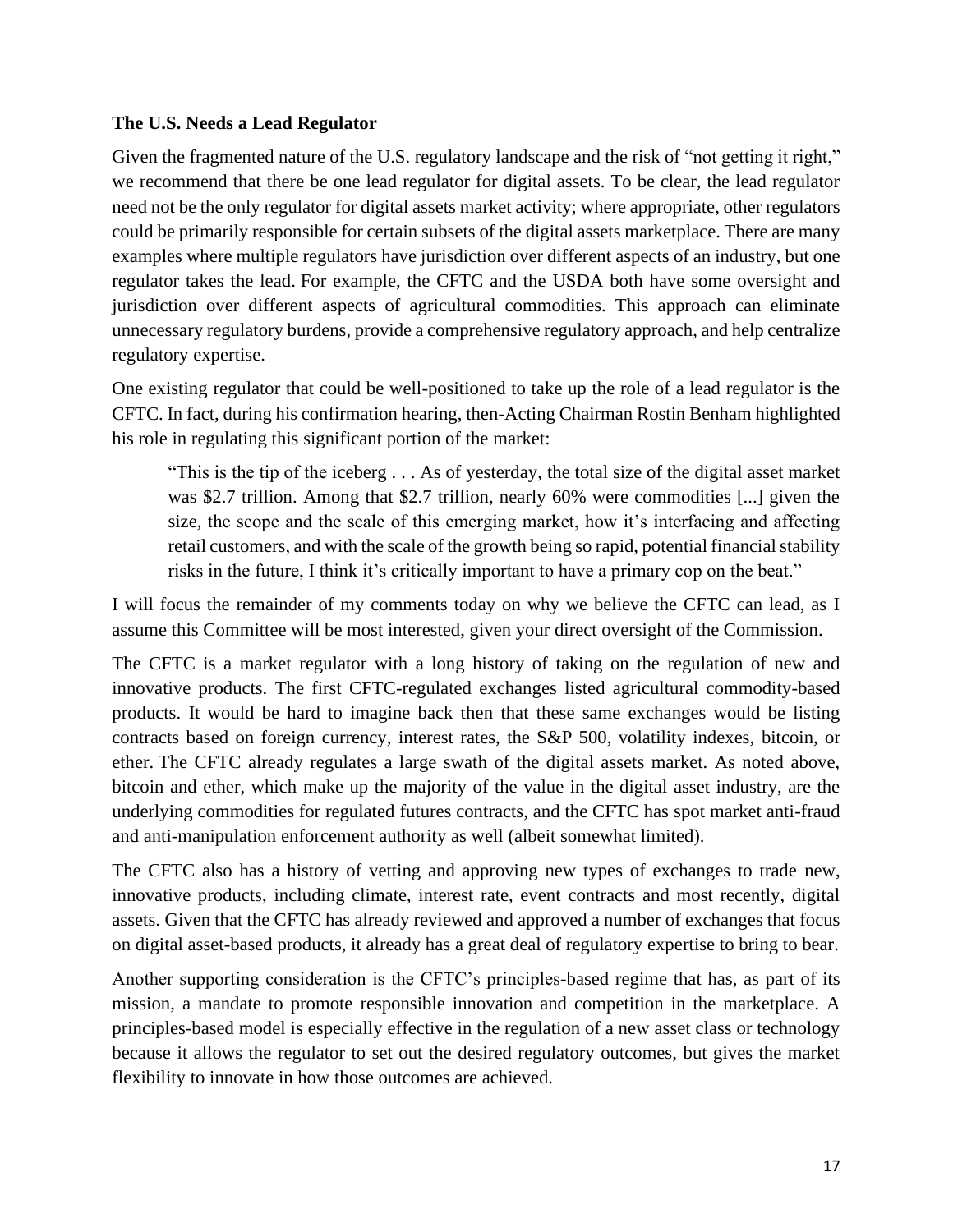**The U.S. Needs a Lead Regulator**

Given the fragmented nature of the U.S. regulatory landscape and the risk of "not getting it right," we recommend that there be one lead regulator for digital assets. To be clear, the lead regulator need not be the only regulator for digital assets market activity; where appropriate, other regulators could be primarily responsible for certain subsets of the digital assets marketplace. There are many examples where multiple regulators have jurisdiction over different aspects of an industry, but one regulator takes the lead. For example, the CFTC and the USDA both have some oversight and jurisdiction over different aspects of agricultural commodities. This approach can eliminate unnecessary regulatory burdens, provide a comprehensive regulatory approach, and help centralize regulatory expertise.

One existing regulator that could be well-positioned to take up the role of a lead regulator is the CFTC. In fact, during his confirmation hearing, then-Acting Chairman Rostin Benham highlighted his role in regulating this significant portion of the market:

> "This is the tip of the iceberg . . . As of yesterday, the total size of the digital asset market was $2.7 trillion. Among that $2.7 trillion, nearly 60% were commodities [...] given the size, the scope and the scale of this emerging market, how it's interfacing and affecting retail customers, and with the scale of the growth being so rapid, potential financial stability risks in the future, I think it's critically important to have a primary cop on the beat."

I will focus the remainder of my comments today on why we believe the CFTC can lead, as I assume this Committee will be most interested, given your direct oversight of the Commission.

The CFTC is a market regulator with a long history of taking on the regulation of new and innovative products. The first CFTC-regulated exchanges listed agricultural commodity-based products. It would be hard to imagine back then that these same exchanges would be listing contracts based on foreign currency, interest rates, the S&P 500, volatility indexes, bitcoin, or ether. The CFTC already regulates a large swath of the digital assets market. As noted above, bitcoin and ether, which make up the majority of the value in the digital asset industry, are the underlying commodities for regulated futures contracts, and the CFTC has spot market anti-fraud and anti-manipulation enforcement authority as well (albeit somewhat limited).

The CFTC also has a history of vetting and approving new types of exchanges to trade new, innovative products, including climate, interest rate, event contracts and most recently, digital assets. Given that the CFTC has already reviewed and approved a number of exchanges that focus on digital asset-based products, it already has a great deal of regulatory expertise to bring to bear.

Another supporting consideration is the CFTC's principles-based regime that has, as part of its mission, a mandate to promote responsible innovation and competition in the marketplace. A principles-based model is especially effective in the regulation of a new asset class or technology because it allows the regulator to set out the desired regulatory outcomes, but gives the market flexibility to innovate in how those outcomes are achieved.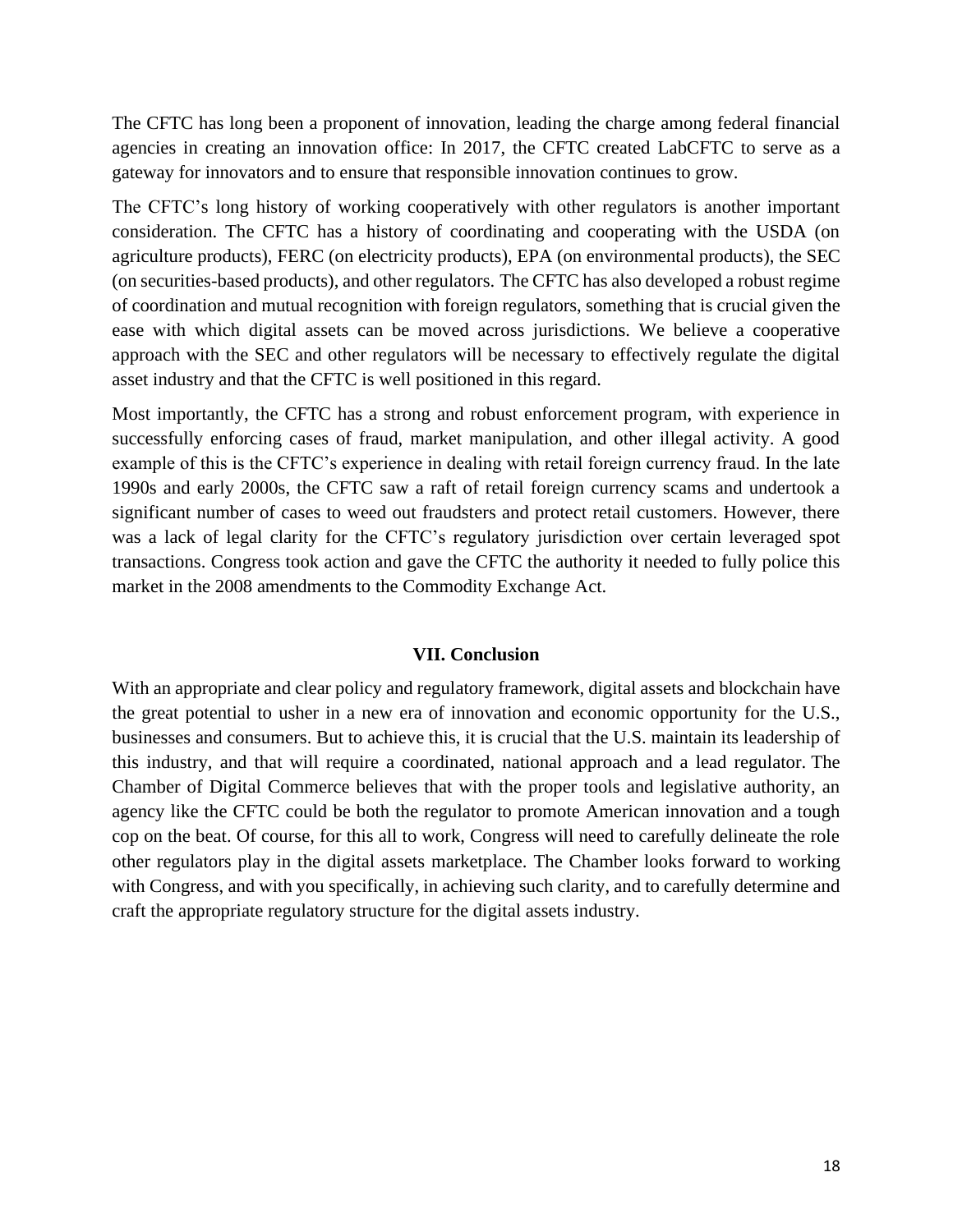The CFTC has long been a proponent of innovation, leading the charge among federal financial agencies in creating an innovation office: In 2017, the CFTC created LabCFTC to serve as a gateway for innovators and to ensure that responsible innovation continues to grow.

The CFTC's long history of working cooperatively with other regulators is another important consideration. The CFTC has a history of coordinating and cooperating with the USDA (on agriculture products), FERC (on electricity products), EPA (on environmental products), the SEC (on securities-based products), and other regulators. The CFTC has also developed a robust regime of coordination and mutual recognition with foreign regulators, something that is crucial given the ease with which digital assets can be moved across jurisdictions. We believe a cooperative approach with the SEC and other regulators will be necessary to effectively regulate the digital asset industry and that the CFTC is well positioned in this regard.

Most importantly, the CFTC has a strong and robust enforcement program, with experience in successfully enforcing cases of fraud, market manipulation, and other illegal activity. A good example of this is the CFTC's experience in dealing with retail foreign currency fraud. In the late 1990s and early 2000s, the CFTC saw a raft of retail foreign currency scams and undertook a significant number of cases to weed out fraudsters and protect retail customers. However, there was a lack of legal clarity for the CFTC's regulatory jurisdiction over certain leveraged spot transactions. Congress took action and gave the CFTC the authority it needed to fully police this market in the 2008 amendments to the Commodity Exchange Act.

## VII. Conclusion

With an appropriate and clear policy and regulatory framework, digital assets and blockchain have the great potential to usher in a new era of innovation and economic opportunity for the U.S., businesses and consumers. But to achieve this, it is crucial that the U.S. maintain its leadership of this industry, and that will require a coordinated, national approach and a lead regulator. The Chamber of Digital Commerce believes that with the proper tools and legislative authority, an agency like the CFTC could be both the regulator to promote American innovation and a tough cop on the beat. Of course, for this all to work, Congress will need to carefully delineate the role other regulators play in the digital assets marketplace. The Chamber looks forward to working with Congress, and with you specifically, in achieving such clarity, and to carefully determine and craft the appropriate regulatory structure for the digital assets industry.